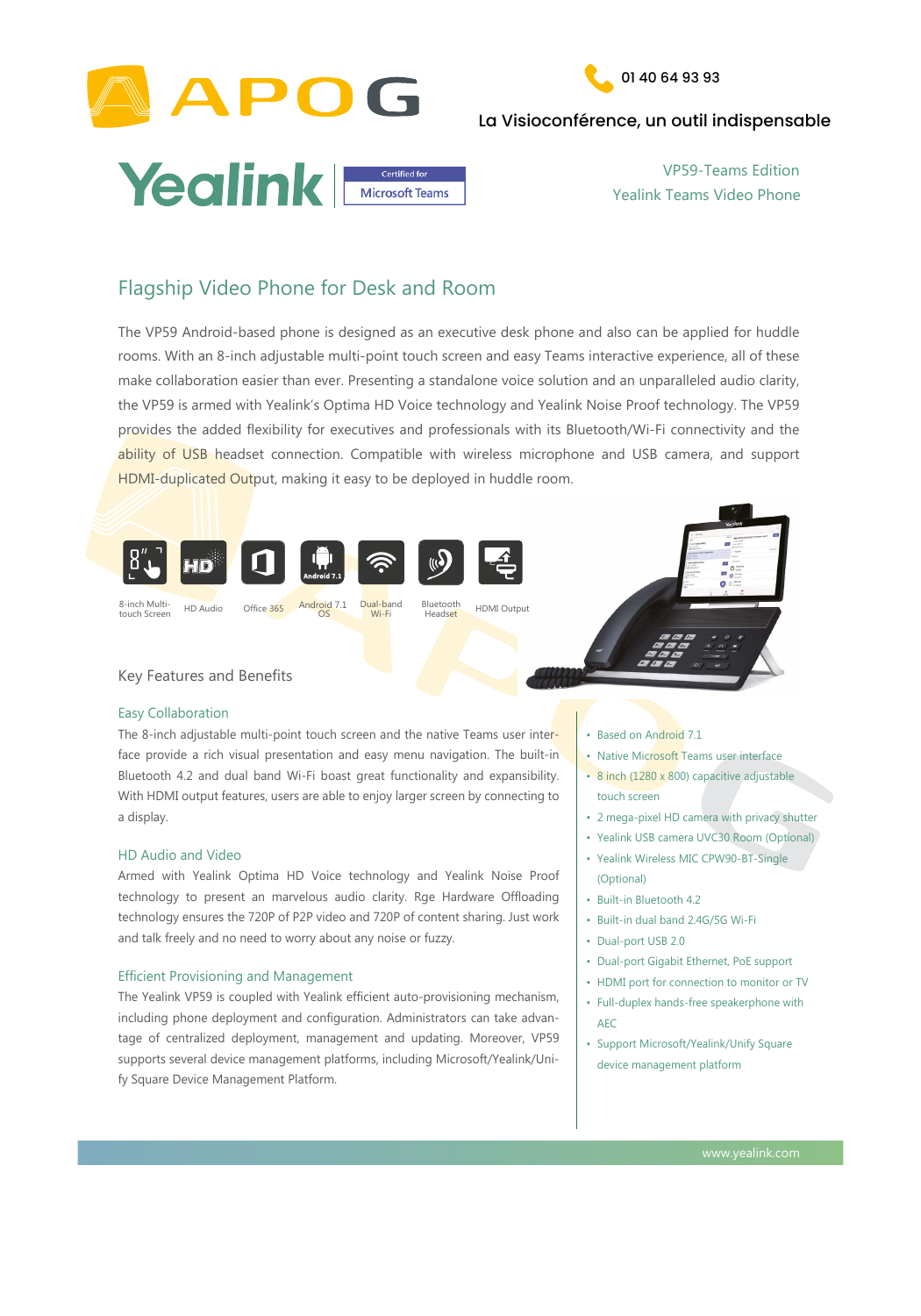APOG

01 40 64 93 93

La Visioconférence, un outil indispensable

Yealink | Certified for Microsoft Teams

VP59-Teams Edition
Yealink Teams Video Phone

## Flagship Video Phone for Desk and Room

The VP59 Android-based phone is designed as an executive desk phone and also can be applied for huddle rooms. With an 8-inch adjustable multi-point touch screen and easy Teams interactive experience, all of these make collaboration easier than ever. Presenting a standalone voice solution and an unparalleled audio clarity, the VP59 is armed with Yealink's Optima HD Voice technology and Yealink Noise Proof technology. The VP59 provides the added flexibility for executives and professionals with its Bluetooth/Wi-Fi connectivity and the ability of USB headset connection. Compatible with wireless microphone and USB camera, and support HDMI-duplicated Output, making it easy to be deployed in huddle room.

8-inch Multi-touch Screen | HD Audio | Office 365 | Android 7.1 OS | Dual-band Wi-Fi | Bluetooth Headset | HDMI Output

### Key Features and Benefits

#### Easy Collaboration

The 8-inch adjustable multi-point touch screen and the native Teams user interface provide a rich visual presentation and easy menu navigation. The built-in Bluetooth 4.2 and dual band Wi-Fi boast great functionality and expansibility. With HDMI output features, users are able to enjoy larger screen by connecting to a display.

#### HD Audio and Video

Armed with Yealink Optima HD Voice technology and Yealink Noise Proof technology to present an marvelous audio clarity. Rge Hardware Offloading technology ensures the 720P of P2P video and 720P of content sharing. Just work and talk freely and no need to worry about any noise or fuzzy.

#### Efficient Provisioning and Management

The Yealink VP59 is coupled with Yealink efficient auto-provisioning mechanism, including phone deployment and configuration. Administrators can take advantage of centralized deployment, management and updating. Moreover, VP59 supports several device management platforms, including Microsoft/Yealink/Unify Square Device Management Platform.

- Based on Android 7.1
- Native Microsoft Teams user interface
- 8 inch (1280 x 800) capacitive adjustable touch screen
- 2 mega-pixel HD camera with privacy shutter
- Yealink USB camera UVC30 Room (Optional)
- Yealink Wireless MIC CPW90-BT-Single (Optional)
- Built-in Bluetooth 4.2
- Built-in dual band 2.4G/5G Wi-Fi
- Dual-port USB 2.0
- Dual-port Gigabit Ethernet, PoE support
- HDMI port for connection to monitor or TV
- Full-duplex hands-free speakerphone with AEC
- Support Microsoft/Yealink/Unify Square device management platform

www.yealink.com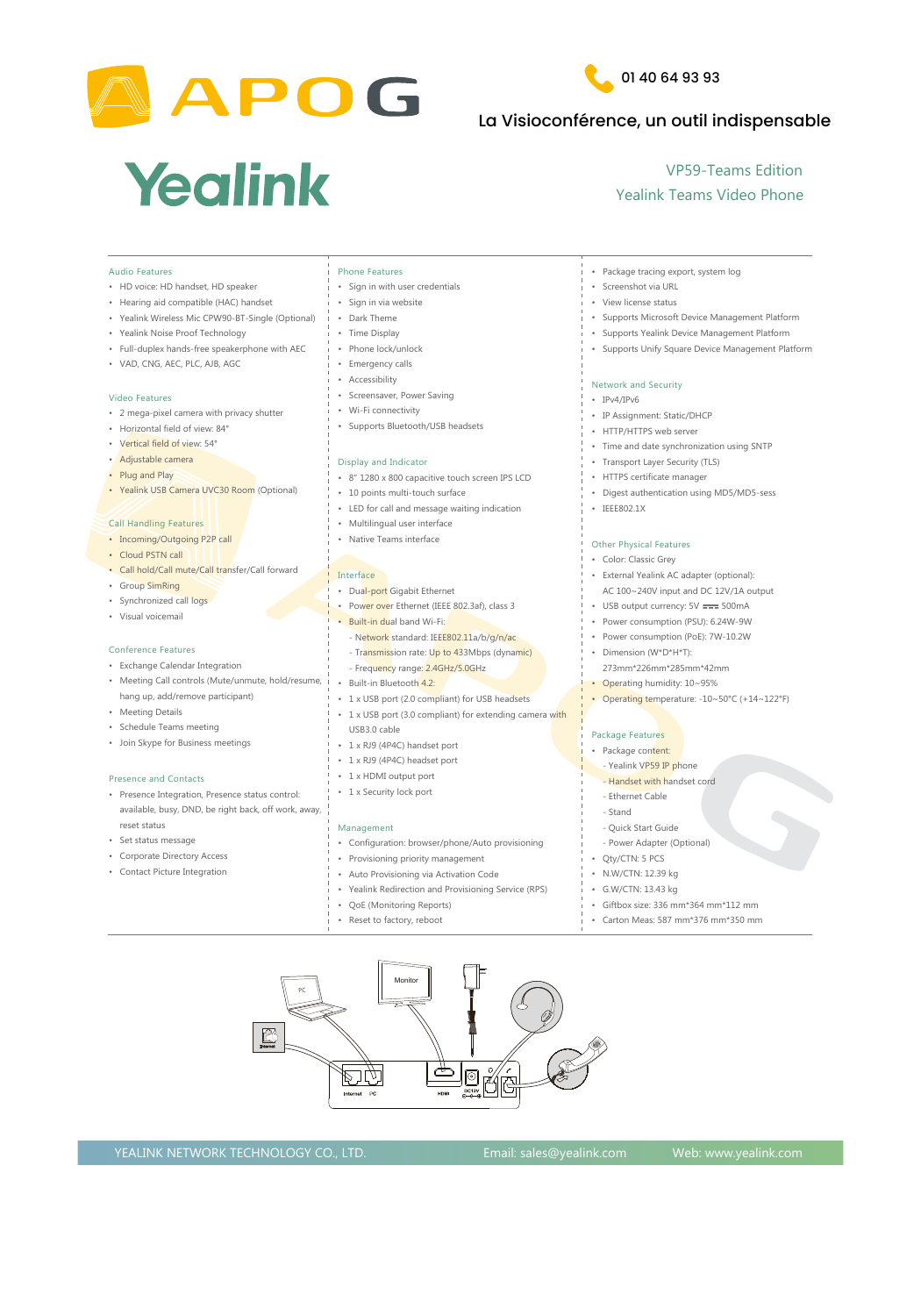01 40 64 93 93

La Visioconférence, un outil indispensable

# Yealink

## VP59-Teams Edition
## Yealink Teams Video Phone

### Audio Features
- HD voice: HD handset, HD speaker
- Hearing aid compatible (HAC) handset
- Yealink Wireless Mic CPW90-BT-Single (Optional)
- Yealink Noise Proof Technology
- Full-duplex hands-free speakerphone with AEC
- VAD, CNG, AEC, PLC, AJB, AGC

### Video Features
- 2 mega-pixel camera with privacy shutter
- Horizontal field of view: 84°
- Vertical field of view: 54°
- Adjustable camera
- Plug and Play
- Yealink USB Camera UVC30 Room (Optional)

### Call Handling Features
- Incoming/Outgoing P2P call
- Cloud PSTN call
- Call hold/Call mute/Call transfer/Call forward
- Group SimRing
- Synchronized call logs
- Visual voicemail

### Conference Features
- Exchange Calendar Integration
- Meeting Call controls (Mute/unmute, hold/resume, hang up, add/remove participant)
- Meeting Details
- Schedule Teams meeting
- Join Skype for Business meetings

### Presence and Contacts
- Presence Integration, Presence status control: available, busy, DND, be right back, off work, away, reset status
- Set status message
- Corporate Directory Access
- Contact Picture Integration

### Phone Features
- Sign in with user credentials
- Sign in via website
- Dark Theme
- Time Display
- Phone lock/unlock
- Emergency calls
- Accessibility
- Screensaver, Power Saving
- Wi-Fi connectivity
- Supports Bluetooth/USB headsets

### Display and Indicator
- 8" 1280 x 800 capacitive touch screen IPS LCD
- 10 points multi-touch surface
- LED for call and message waiting indication
- Multilingual user interface
- Native Teams interface

### Interface
- Dual-port Gigabit Ethernet
- Power over Ethernet (IEEE 802.3af), class 3
- Built-in dual band Wi-Fi:
  - Network standard: IEEE802.11a/b/g/n/ac
  - Transmission rate: Up to 433Mbps (dynamic)
  - Frequency range: 2.4GHz/5.0GHz
- Built-in Bluetooth 4.2
- 1 x USB port (2.0 compliant) for USB headsets
- 1 x USB port (3.0 compliant) for extending camera with USB3.0 cable
- 1 x RJ9 (4P4C) handset port
- 1 x RJ9 (4P4C) headset port
- 1 x HDMI output port
- 1 x Security lock port

### Management
- Configuration: browser/phone/Auto provisioning
- Provisioning priority management
- Auto Provisioning via Activation Code
- Yealink Redirection and Provisioning Service (RPS)
- QoE (Monitoring Reports)
- Reset to factory, reboot
- Package tracing export, system log
- Screenshot via URL
- View license status
- Supports Microsoft Device Management Platform
- Supports Yealink Device Management Platform
- Supports Unify Square Device Management Platform

### Network and Security
- IPv4/IPv6
- IP Assignment: Static/DHCP
- HTTP/HTTPS web server
- Time and date synchronization using SNTP
- Transport Layer Security (TLS)
- HTTPS certificate manager
- Digest authentication using MD5/MD5-sess
- IEEE802.1X

### Other Physical Features
- Color: Classic Grey
- External Yealink AC adapter (optional): AC 100~240V input and DC 12V/1A output
- USB output currency: 5V ⎓ 500mA
- Power consumption (PSU): 6.24W-9W
- Power consumption (PoE): 7W-10.2W
- Dimension (W\*D\*H\*T): 273mm\*226mm\*285mm\*42mm
- Operating humidity: 10~95%
- Operating temperature: -10~50°C (+14~122°F)

### Package Features
- Package content:
  - Yealink VP59 IP phone
  - Handset with handset cord
  - Ethernet Cable
  - Stand
  - Quick Start Guide
  - Power Adapter (Optional)
- Qty/CTN: 5 PCS
- N.W/CTN: 12.39 kg
- G.W/CTN: 13.43 kg
- Giftbox size: 336 mm\*364 mm\*112 mm
- Carton Meas: 587 mm\*376 mm\*350 mm

YEALINK NETWORK TECHNOLOGY CO., LTD. Email: sales@yealink.com Web: www.yealink.com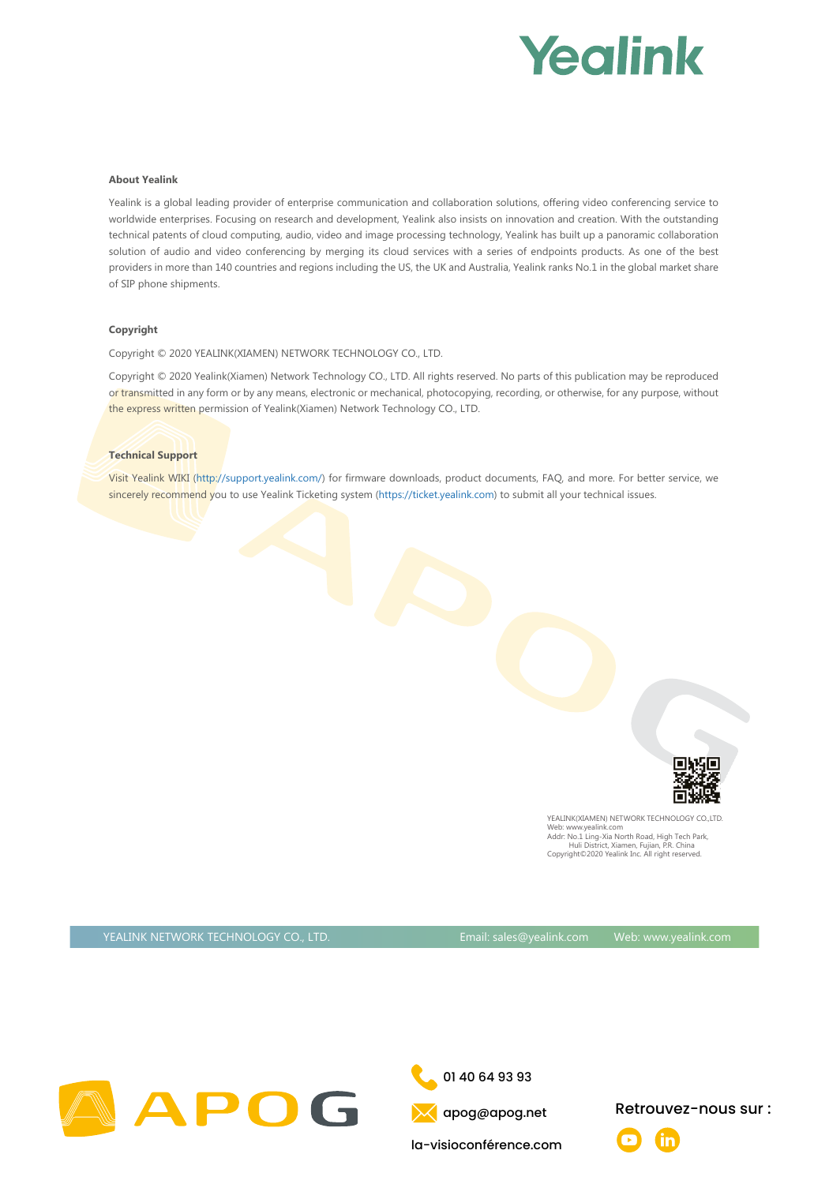### About Yealink

Yealink is a global leading provider of enterprise communication and collaboration solutions, offering video conferencing service to worldwide enterprises. Focusing on research and development, Yealink also insists on innovation and creation. With the outstanding technical patents of cloud computing, audio, video and image processing technology, Yealink has built up a panoramic collaboration solution of audio and video conferencing by merging its cloud services with a series of endpoints products. As one of the best providers in more than 140 countries and regions including the US, the UK and Australia, Yealink ranks No.1 in the global market share of SIP phone shipments.

### Copyright

Copyright © 2020 YEALINK(XIAMEN) NETWORK TECHNOLOGY CO., LTD.

Copyright © 2020 Yealink(Xiamen) Network Technology CO., LTD. All rights reserved. No parts of this publication may be reproduced or transmitted in any form or by any means, electronic or mechanical, photocopying, recording, or otherwise, for any purpose, without the express written permission of Yealink(Xiamen) Network Technology CO., LTD.

### Technical Support

Visit Yealink WIKI (http://support.yealink.com/) for firmware downloads, product documents, FAQ, and more. For better service, we sincerely recommend you to use Yealink Ticketing system (https://ticket.yealink.com) to submit all your technical issues.

YEALINK(XIAMEN) NETWORK TECHNOLOGY CO.,LTD.
Web: www.yealink.com
Addr: No.1 Ling-Xia North Road, High Tech Park, Huli District, Xiamen, Fujian, P.R. China
Copyright©2020 Yealink Inc. All right reserved.

YEALINK NETWORK TECHNOLOGY CO., LTD. Email: sales@yealink.com Web: www.yealink.com

APOG

01 40 64 93 93

apog@apog.net

la-visioconférence.com

Retrouvez-nous sur :